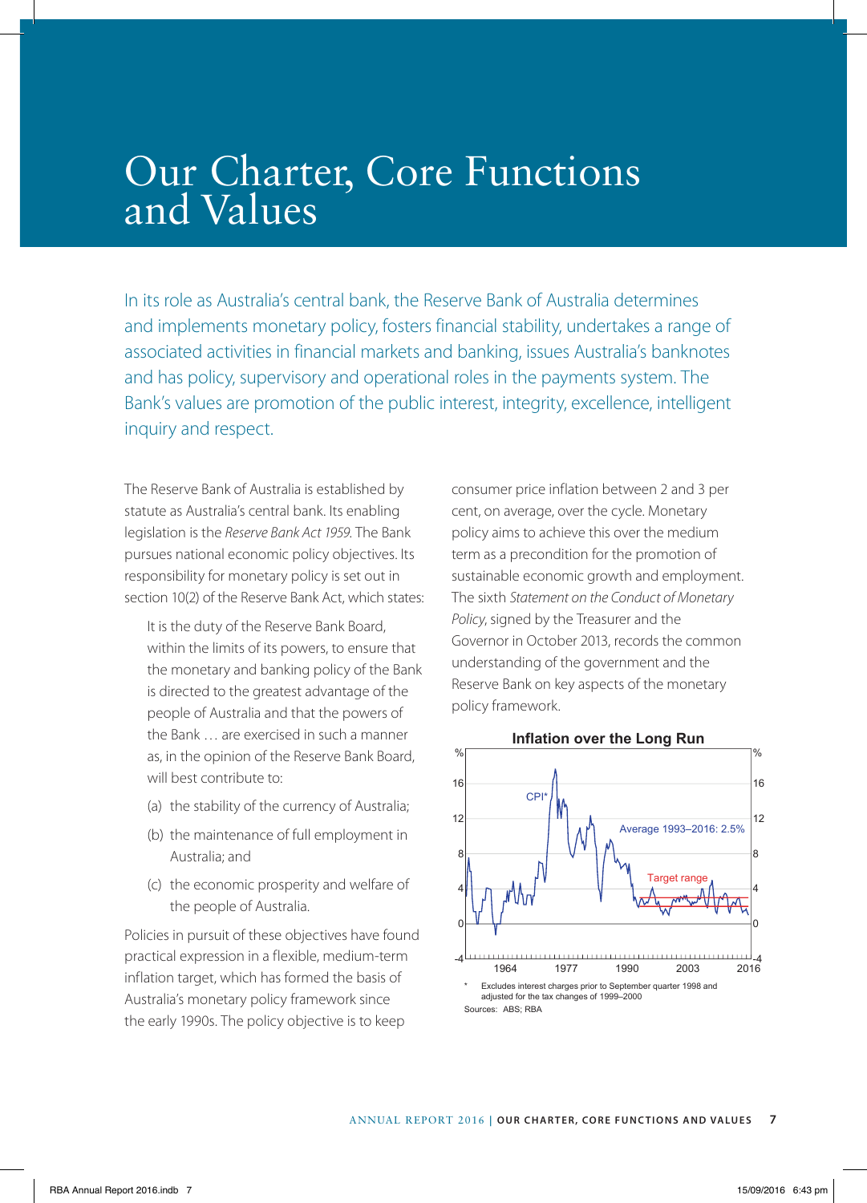# Our Charter, Core Functions and Values

In its role as Australia's central bank, the Reserve Bank of Australia determines and implements monetary policy, fosters financial stability, undertakes a range of associated activities in financial markets and banking, issues Australia's banknotes and has policy, supervisory and operational roles in the payments system. The Bank's values are promotion of the public interest, integrity, excellence, intelligent inquiry and respect.

The Reserve Bank of Australia is established by statute as Australia's central bank. Its enabling legislation is the *Reserve Bank Act 1959*. The Bank pursues national economic policy objectives. Its responsibility for monetary policy is set out in section 10(2) of the Reserve Bank Act, which states:

> It is the duty of the Reserve Bank Board, within the limits of its powers, to ensure that the monetary and banking policy of the Bank is directed to the greatest advantage of the people of Australia and that the powers of the Bank … are exercised in such a manner as, in the opinion of the Reserve Bank Board, will best contribute to:
>
> (a) the stability of the currency of Australia;
>
> (b) the maintenance of full employment in Australia; and
>
> (c) the economic prosperity and welfare of the people of Australia.

Policies in pursuit of these objectives have found practical expression in a flexible, medium-term inflation target, which has formed the basis of Australia's monetary policy framework since the early 1990s. The policy objective is to keep consumer price inflation between 2 and 3 per cent, on average, over the cycle. Monetary policy aims to achieve this over the medium term as a precondition for the promotion of sustainable economic growth and employment. The sixth *Statement on the Conduct of Monetary Policy*, signed by the Treasurer and the Governor in October 2013, records the common understanding of the government and the Reserve Bank on key aspects of the monetary policy framework.

**Inflation over the Long Run**

\* Excludes interest charges prior to September quarter 1998 and adjusted for the tax changes of 1999–2000

Sources: ABS; RBA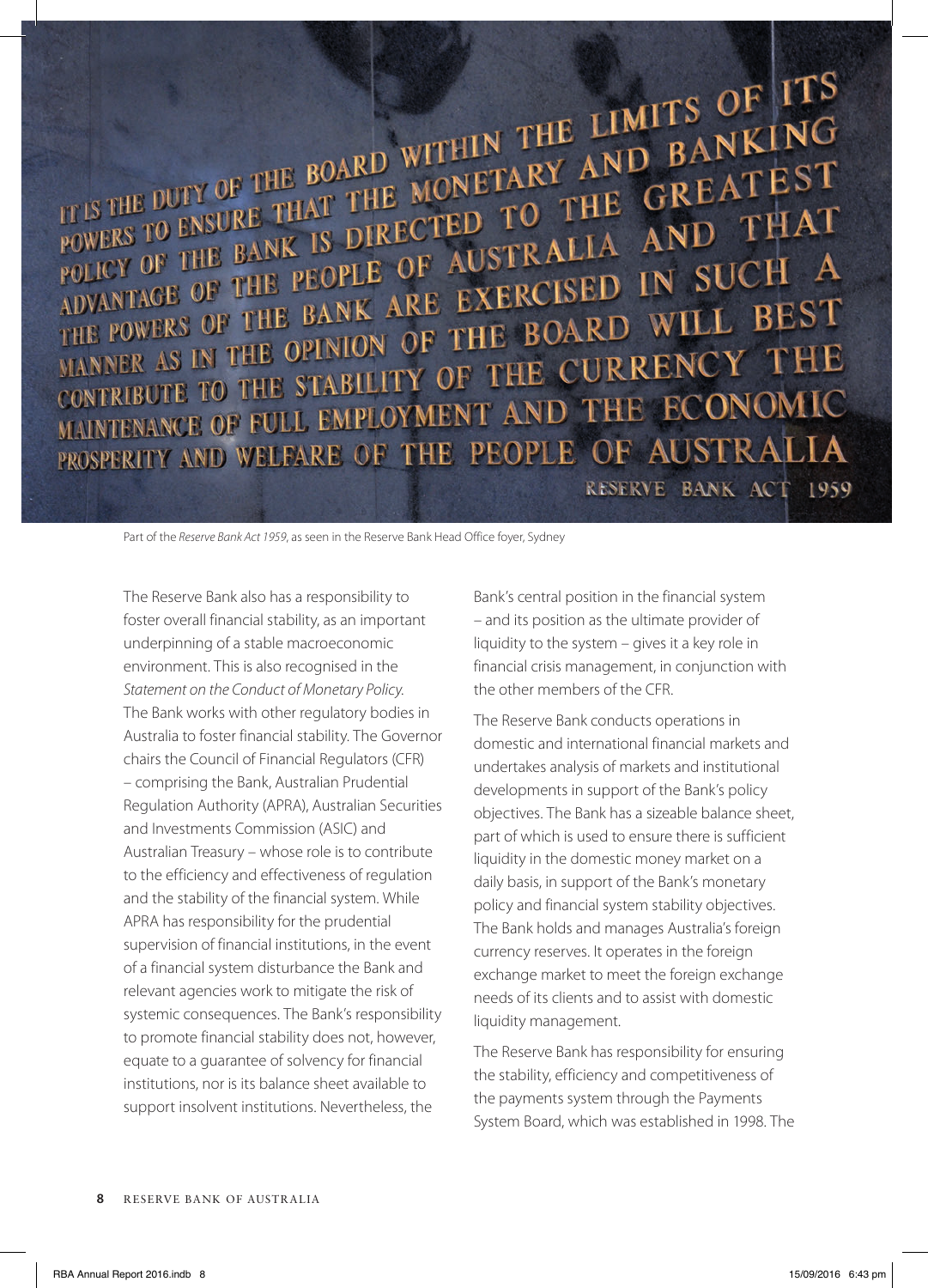IT IS THE DUTY OF THE BOARD WITHIN THE LIMITS OF ITS POWERS TO ENSURE THAT THE MONETARY AND BANKING POLICY OF THE BANK IS DIRECTED TO THE GREATEST ADVANTAGE OF THE PEOPLE OF AUSTRALIA AND THAT THE POWERS OF THE BANK ARE EXERCISED IN SUCH A MANNER AS IN THE OPINION OF THE BOARD WILL BEST CONTRIBUTE TO THE STABILITY OF THE CURRENCY THE MAINTENANCE OF FULL EMPLOYMENT AND THE ECONOMIC PROSPERITY AND WELFARE OF THE PEOPLE OF AUSTRALIA

RESERVE BANK ACT 1959

Part of the *Reserve Bank Act 1959*, as seen in the Reserve Bank Head Office foyer, Sydney

The Reserve Bank also has a responsibility to foster overall financial stability, as an important underpinning of a stable macroeconomic environment. This is also recognised in the *Statement on the Conduct of Monetary Policy*. The Bank works with other regulatory bodies in Australia to foster financial stability. The Governor chairs the Council of Financial Regulators (CFR) – comprising the Bank, Australian Prudential Regulation Authority (APRA), Australian Securities and Investments Commission (ASIC) and Australian Treasury – whose role is to contribute to the efficiency and effectiveness of regulation and the stability of the financial system. While APRA has responsibility for the prudential supervision of financial institutions, in the event of a financial system disturbance the Bank and relevant agencies work to mitigate the risk of systemic consequences. The Bank's responsibility to promote financial stability does not, however, equate to a guarantee of solvency for financial institutions, nor is its balance sheet available to support insolvent institutions. Nevertheless, the Bank's central position in the financial system – and its position as the ultimate provider of liquidity to the system – gives it a key role in financial crisis management, in conjunction with the other members of the CFR.

The Reserve Bank conducts operations in domestic and international financial markets and undertakes analysis of markets and institutional developments in support of the Bank's policy objectives. The Bank has a sizeable balance sheet, part of which is used to ensure there is sufficient liquidity in the domestic money market on a daily basis, in support of the Bank's monetary policy and financial system stability objectives. The Bank holds and manages Australia's foreign currency reserves. It operates in the foreign exchange market to meet the foreign exchange needs of its clients and to assist with domestic liquidity management.

The Reserve Bank has responsibility for ensuring the stability, efficiency and competitiveness of the payments system through the Payments System Board, which was established in 1998. The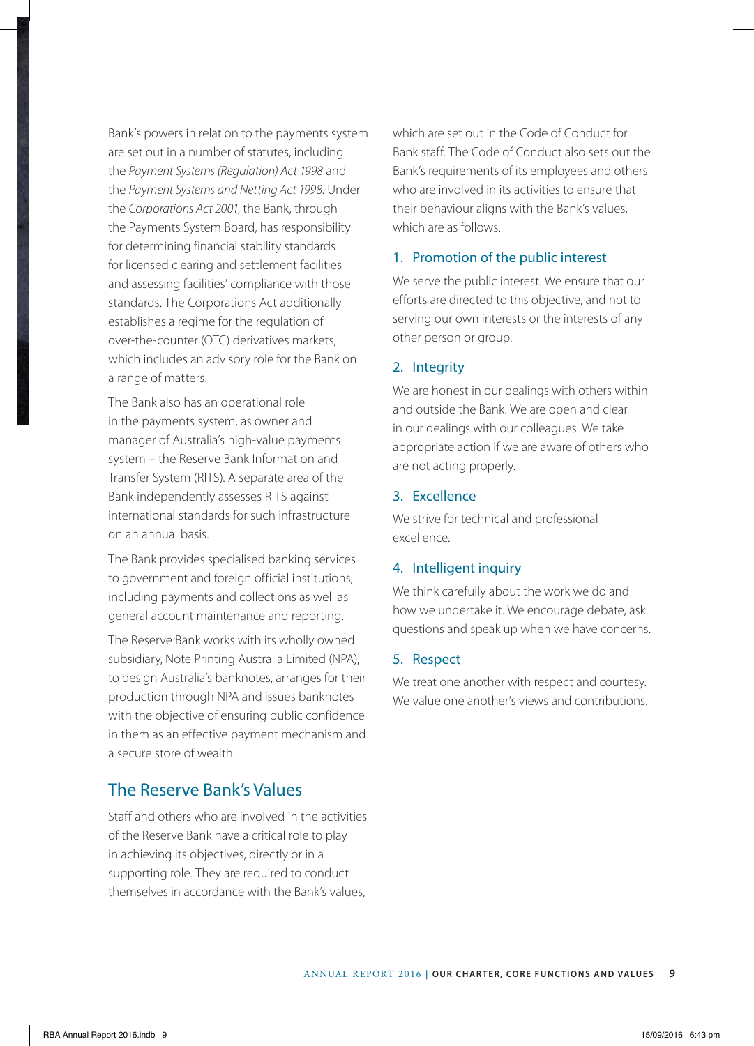Bank's powers in relation to the payments system are set out in a number of statutes, including the *Payment Systems (Regulation) Act 1998* and the *Payment Systems and Netting Act 1998*. Under the *Corporations Act 2001*, the Bank, through the Payments System Board, has responsibility for determining financial stability standards for licensed clearing and settlement facilities and assessing facilities' compliance with those standards. The Corporations Act additionally establishes a regime for the regulation of over-the-counter (OTC) derivatives markets, which includes an advisory role for the Bank on a range of matters.

The Bank also has an operational role in the payments system, as owner and manager of Australia's high-value payments system – the Reserve Bank Information and Transfer System (RITS). A separate area of the Bank independently assesses RITS against international standards for such infrastructure on an annual basis.

The Bank provides specialised banking services to government and foreign official institutions, including payments and collections as well as general account maintenance and reporting.

The Reserve Bank works with its wholly owned subsidiary, Note Printing Australia Limited (NPA), to design Australia's banknotes, arranges for their production through NPA and issues banknotes with the objective of ensuring public confidence in them as an effective payment mechanism and a secure store of wealth.

## The Reserve Bank's Values

Staff and others who are involved in the activities of the Reserve Bank have a critical role to play in achieving its objectives, directly or in a supporting role. They are required to conduct themselves in accordance with the Bank's values, which are set out in the Code of Conduct for Bank staff. The Code of Conduct also sets out the Bank's requirements of its employees and others who are involved in its activities to ensure that their behaviour aligns with the Bank's values, which are as follows.

### 1. Promotion of the public interest

We serve the public interest. We ensure that our efforts are directed to this objective, and not to serving our own interests or the interests of any other person or group.

### 2. Integrity

We are honest in our dealings with others within and outside the Bank. We are open and clear in our dealings with our colleagues. We take appropriate action if we are aware of others who are not acting properly.

### 3. Excellence

We strive for technical and professional excellence.

### 4. Intelligent inquiry

We think carefully about the work we do and how we undertake it. We encourage debate, ask questions and speak up when we have concerns.

### 5. Respect

We treat one another with respect and courtesy. We value one another's views and contributions.